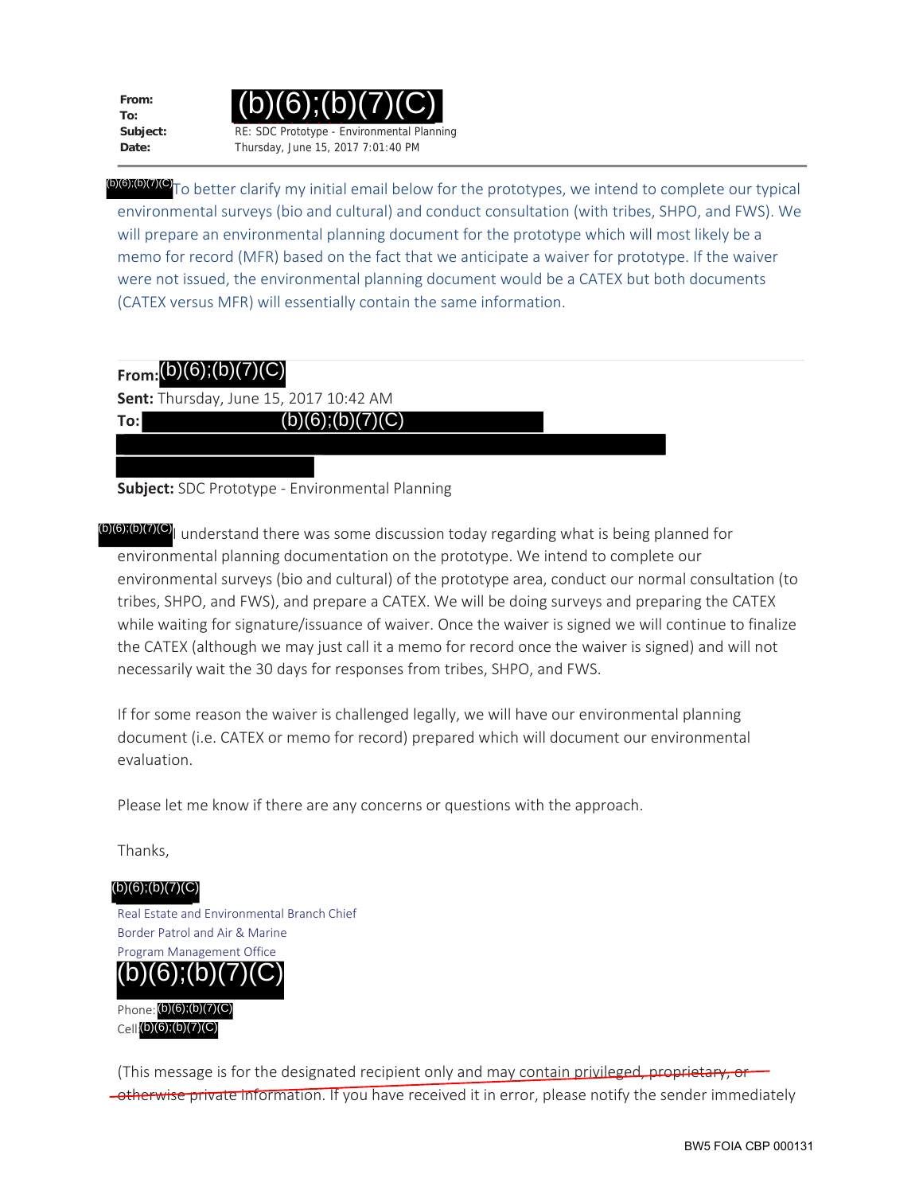**From:** (b)(6);(b)(7)(C)
**To:**
**Subject:** RE: SDC Prototype - Environmental Planning
**Date:** Thursday, June 15, 2017 7:01:40 PM

---

(b)(6);(b)(7)(C) To better clarify my initial email below for the prototypes, we intend to complete our typical environmental surveys (bio and cultural) and conduct consultation (with tribes, SHPO, and FWS). We will prepare an environmental planning document for the prototype which will most likely be a memo for record (MFR) based on the fact that we anticipate a waiver for prototype. If the waiver were not issued, the environmental planning document would be a CATEX but both documents (CATEX versus MFR) will essentially contain the same information.

---

**From:** (b)(6);(b)(7)(C)
**Sent:** Thursday, June 15, 2017 10:42 AM
**To:** (b)(6);(b)(7)(C)
**Subject:** SDC Prototype - Environmental Planning

(b)(6);(b)(7)(C) I understand there was some discussion today regarding what is being planned for environmental planning documentation on the prototype. We intend to complete our environmental surveys (bio and cultural) of the prototype area, conduct our normal consultation (to tribes, SHPO, and FWS), and prepare a CATEX. We will be doing surveys and preparing the CATEX while waiting for signature/issuance of waiver. Once the waiver is signed we will continue to finalize the CATEX (although we may just call it a memo for record once the waiver is signed) and will not necessarily wait the 30 days for responses from tribes, SHPO, and FWS.

If for some reason the waiver is challenged legally, we will have our environmental planning document (i.e. CATEX or memo for record) prepared which will document our environmental evaluation.

Please let me know if there are any concerns or questions with the approach.

Thanks,

(b)(6);(b)(7)(C)
Real Estate and Environmental Branch Chief
Border Patrol and Air & Marine
Program Management Office
(b)(6);(b)(7)(C)
Phone: (b)(6);(b)(7)(C)
Cell: (b)(6);(b)(7)(C)

(This message is for the designated recipient only and may contain ~~privileged, proprietary, or otherwise private~~ information. If you have received it in error, please notify the sender immediately

BW5 FOIA CBP 000131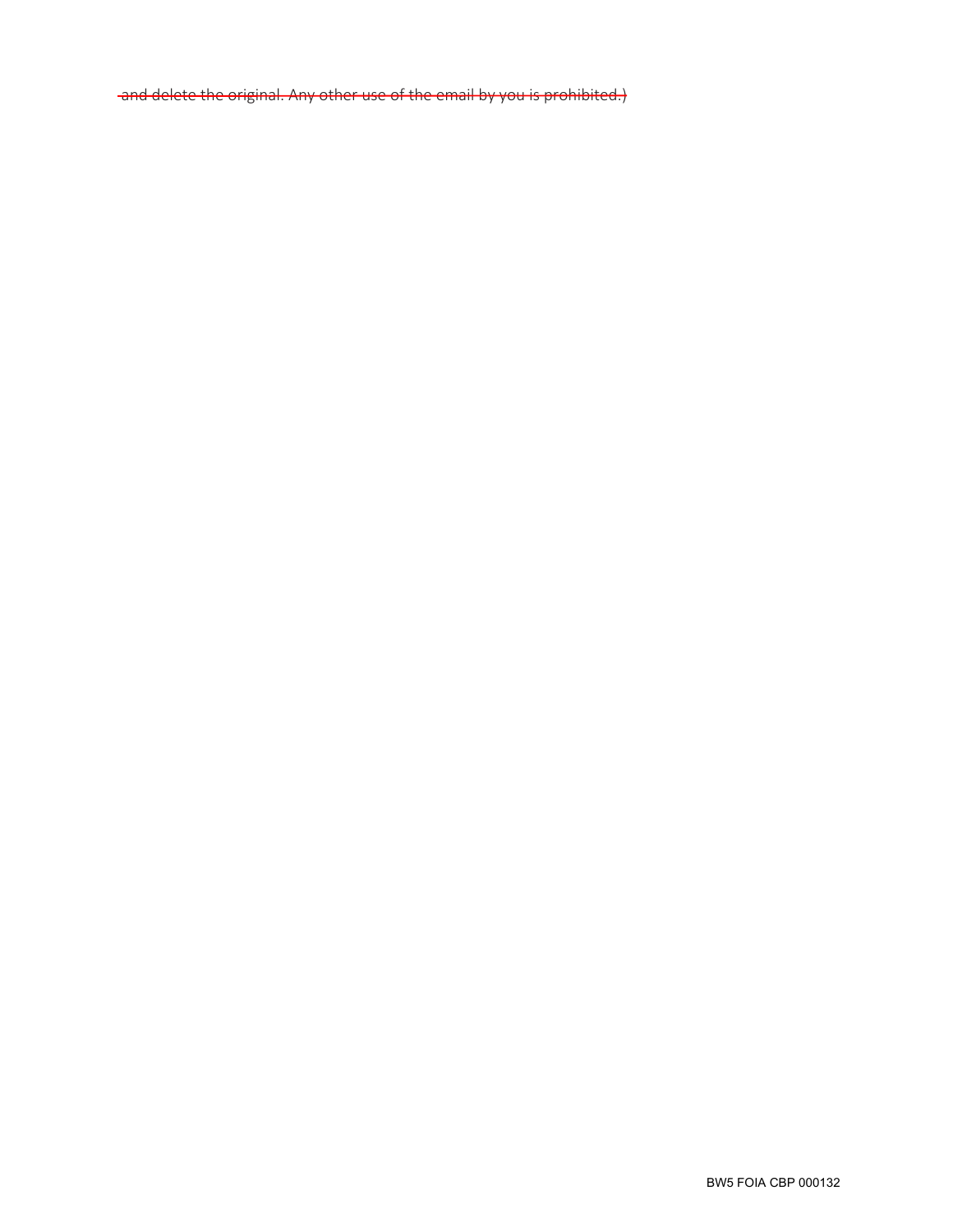~~and delete the original. Any other use of the email by you is prohibited.)~~